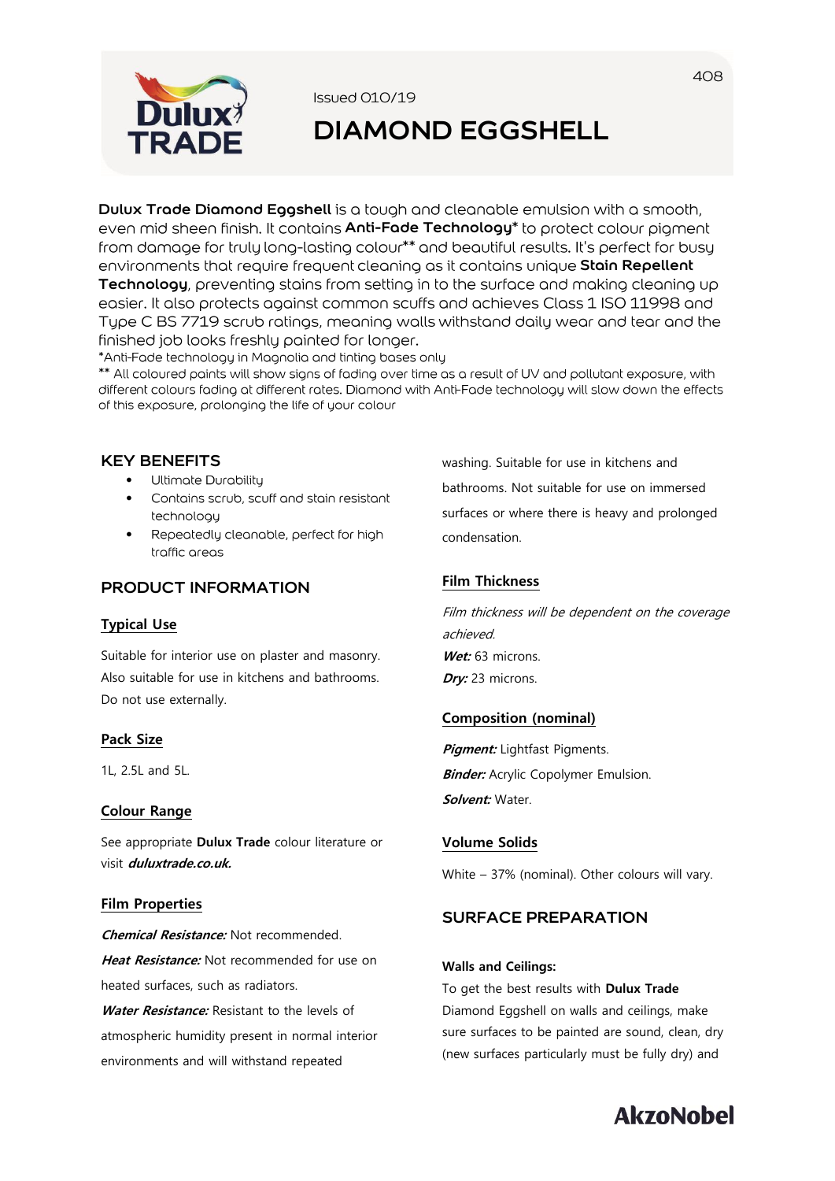Issued 010/19

# DIAMOND EGGSHELL

**Dulux Trade Diamond Eggshell** is a tough and cleanable emulsion with a smooth, even mid sheen finish. It contains **Anti-Fade Technology*** to protect colour pigment from damage for truly long-lasting colour** and beautiful results. It's perfect for busy environments that require frequent cleaning as it contains unique **Stain Repellent Technology**, preventing stains from setting in to the surface and making cleaning up easier. It also protects against common scuffs and achieves Class 1 ISO 11998 and Type C BS 7719 scrub ratings, meaning walls withstand daily wear and tear and the finished job looks freshly painted for longer.

*Anti-Fade technology in Magnolia and tinting bases only

** All coloured paints will show signs of fading over time as a result of UV and pollutant exposure, with different colours fading at different rates. Diamond with Anti-Fade technology will slow down the effects of this exposure, prolonging the life of your colour

## KEY BENEFITS

- Ultimate Durability
- Contains scrub, scuff and stain resistant technology
- Repeatedly cleanable, perfect for high traffic areas

## PRODUCT INFORMATION

### Typical Use

Suitable for interior use on plaster and masonry. Also suitable for use in kitchens and bathrooms. Do not use externally.

### Pack Size

1L, 2.5L and 5L.

### Colour Range

See appropriate **Dulux Trade** colour literature or visit ***duluxtrade.co.uk.***

### Film Properties

***Chemical Resistance:*** Not recommended.

***Heat Resistance:*** Not recommended for use on heated surfaces, such as radiators.

***Water Resistance:*** Resistant to the levels of atmospheric humidity present in normal interior environments and will withstand repeated washing. Suitable for use in kitchens and bathrooms. Not suitable for use on immersed surfaces or where there is heavy and prolonged condensation.

### Film Thickness

*Film thickness will be dependent on the coverage achieved.*

***Wet:*** 63 microns.

***Dry:*** 23 microns.

### Composition (nominal)

***Pigment:*** Lightfast Pigments.

***Binder:*** Acrylic Copolymer Emulsion.

***Solvent:*** Water.

### Volume Solids

White – 37% (nominal). Other colours will vary.

## SURFACE PREPARATION

**Walls and Ceilings:**

To get the best results with **Dulux Trade** Diamond Eggshell on walls and ceilings, make sure surfaces to be painted are sound, clean, dry (new surfaces particularly must be fully dry) and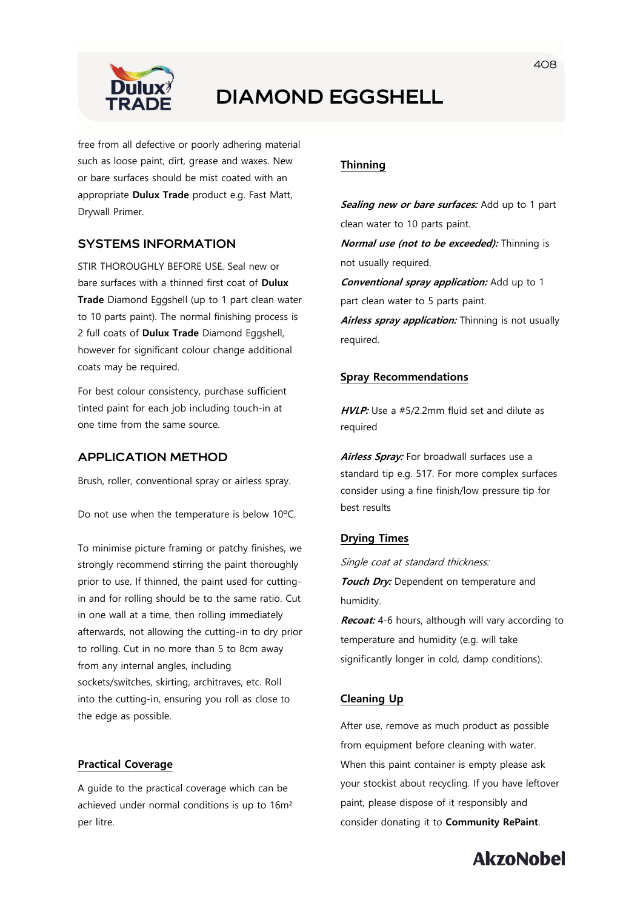# DIAMOND EGGSHELL

free from all defective or poorly adhering material such as loose paint, dirt, grease and waxes. New or bare surfaces should be mist coated with an appropriate **Dulux Trade** product e.g. Fast Matt, Drywall Primer.

## SYSTEMS INFORMATION

STIR THOROUGHLY BEFORE USE. Seal new or bare surfaces with a thinned first coat of **Dulux Trade** Diamond Eggshell (up to 1 part clean water to 10 parts paint). The normal finishing process is 2 full coats of **Dulux Trade** Diamond Eggshell, however for significant colour change additional coats may be required.

For best colour consistency, purchase sufficient tinted paint for each job including touch-in at one time from the same source.

## APPLICATION METHOD

Brush, roller, conventional spray or airless spray.

Do not use when the temperature is below 10ºC.

To minimise picture framing or patchy finishes, we strongly recommend stirring the paint thoroughly prior to use. If thinned, the paint used for cutting-in and for rolling should be the same ratio. Cut in one wall at a time, then rolling immediately afterwards, not allowing the cutting-in to dry prior to rolling. Cut in no more than 5 to 8cm away from any internal angles, including sockets/switches, skirting, architraves, etc. Roll into the cutting-in, ensuring you roll as close to the edge as possible.

### Practical Coverage

A guide to the practical coverage which can be achieved under normal conditions is up to 16m² per litre.

### Thinning

***Sealing new or bare surfaces:*** Add up to 1 part clean water to 10 parts paint.

***Normal use (not to be exceeded):*** Thinning is not usually required.

***Conventional spray application:*** Add up to 1 part clean water to 5 parts paint.

***Airless spray application:*** Thinning is not usually required.

### Spray Recommendations

***HVLP:*** Use a #5/2.2mm fluid set and dilute as required

***Airless Spray:*** For broadwall surfaces use a standard tip e.g. 517. For more complex surfaces consider using a fine finish/low pressure tip for best results

### Drying Times

*Single coat at standard thickness:*

***Touch Dry:*** Dependent on temperature and humidity.

***Recoat:*** 4-6 hours, although will vary according to temperature and humidity (e.g. will take significantly longer in cold, damp conditions).

### Cleaning Up

After use, remove as much product as possible from equipment before cleaning with water. When this paint container is empty please ask your stockist about recycling. If you have leftover paint, please dispose of it responsibly and consider donating it to **Community RePaint**.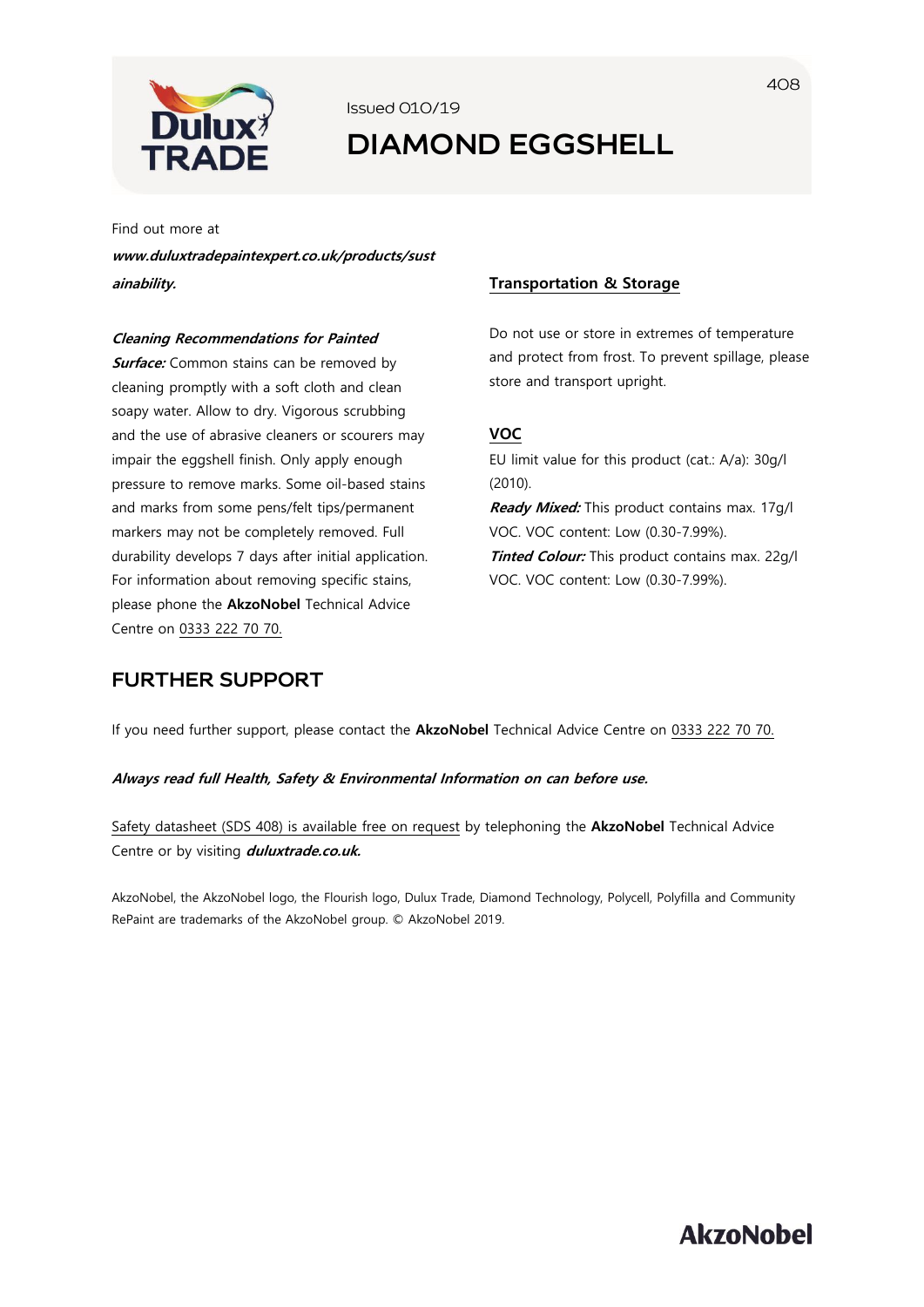Find out more at ***www.duluxtradepaintexpert.co.uk/products/sustainability.***

***Cleaning Recommendations for Painted Surface:*** Common stains can be removed by cleaning promptly with a soft cloth and clean soapy water. Allow to dry. Vigorous scrubbing and the use of abrasive cleaners or scourers may impair the eggshell finish. Only apply enough pressure to remove marks. Some oil-based stains and marks from some pens/felt tips/permanent markers may not be completely removed. Full durability develops 7 days after initial application. For information about removing specific stains, please phone the **AkzoNobel** Technical Advice Centre on 0333 222 70 70.

**Transportation & Storage**

Do not use or store in extremes of temperature and protect from frost. To prevent spillage, please store and transport upright.

**VOC**

EU limit value for this product (cat.: A/a): 30g/l (2010).

***Ready Mixed:*** This product contains max. 17g/l VOC. VOC content: Low (0.30-7.99%).

***Tinted Colour:*** This product contains max. 22g/l VOC. VOC content: Low (0.30-7.99%).

## FURTHER SUPPORT

If you need further support, please contact the **AkzoNobel** Technical Advice Centre on 0333 222 70 70.

***Always read full Health, Safety & Environmental Information on can before use.***

Safety datasheet (SDS 408) is available free on request by telephoning the **AkzoNobel** Technical Advice Centre or by visiting ***duluxtrade.co.uk.***

AkzoNobel, the AkzoNobel logo, the Flourish logo, Dulux Trade, Diamond Technology, Polycell, Polyfilla and Community RePaint are trademarks of the AkzoNobel group. © AkzoNobel 2019.